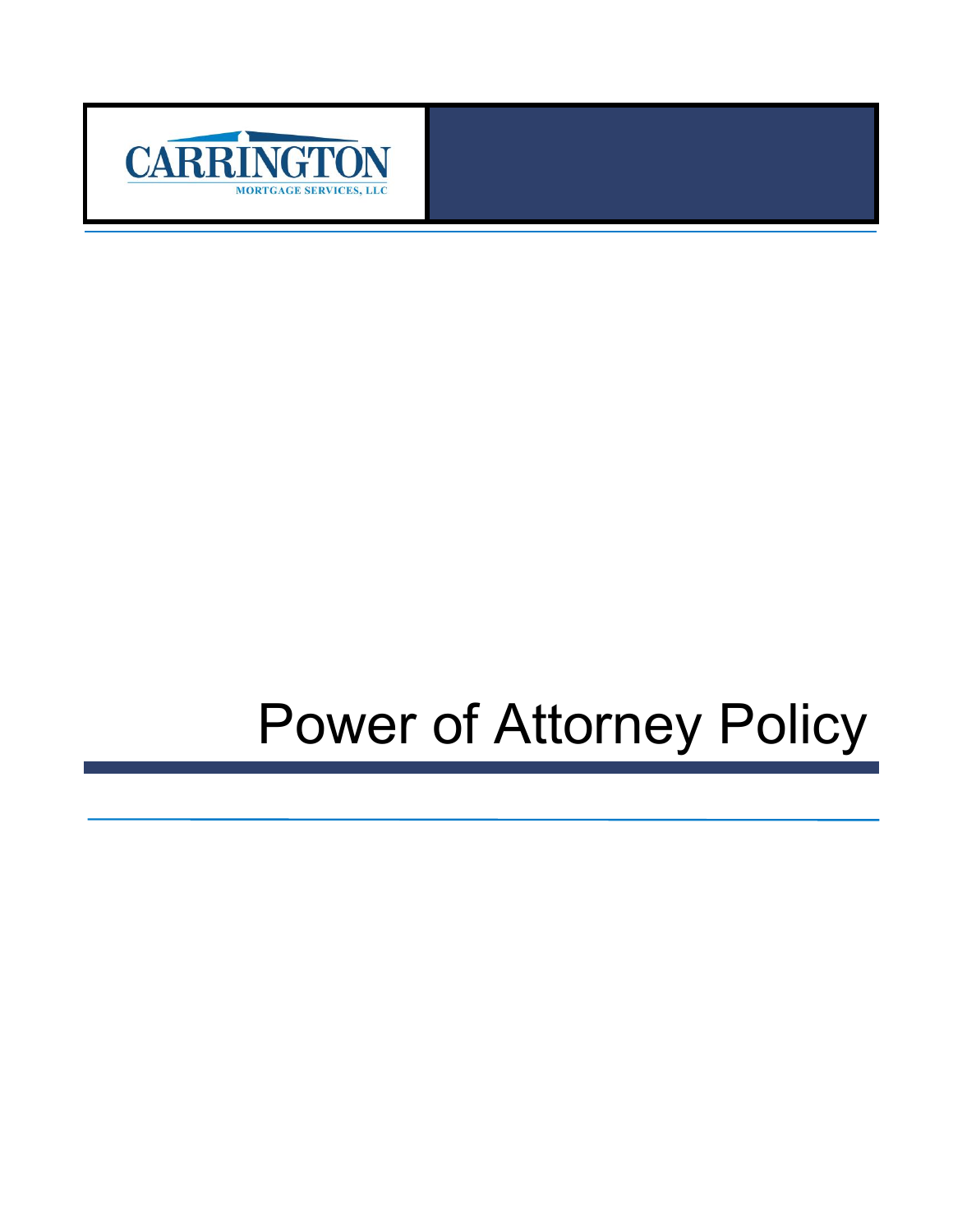CARRINGTON

MORTGAGE SERVICES, LLC

# Power of Attorney Policy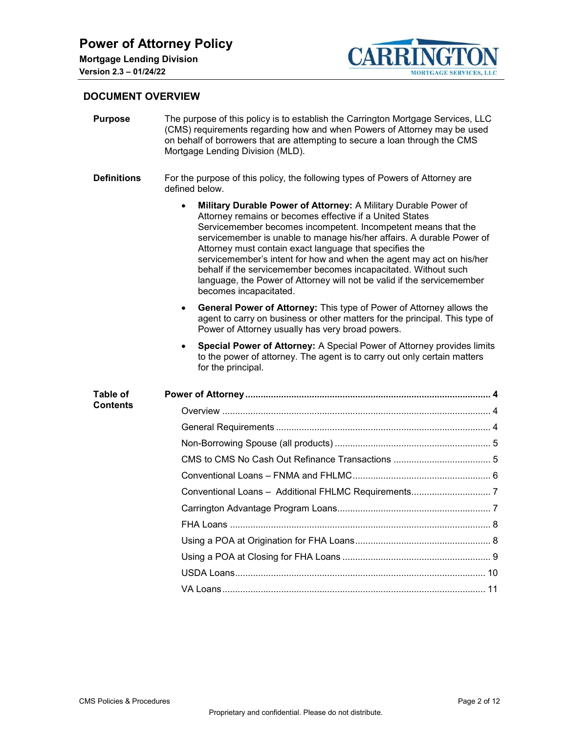## DOCUMENT OVERVIEW

**Purpose**

The purpose of this policy is to establish the Carrington Mortgage Services, LLC (CMS) requirements regarding how and when Powers of Attorney may be used on behalf of borrowers that are attempting to secure a loan through the CMS Mortgage Lending Division (MLD).

**Definitions**

For the purpose of this policy, the following types of Powers of Attorney are defined below.

- **Military Durable Power of Attorney:** A Military Durable Power of Attorney remains or becomes effective if a United States Servicemember becomes incompetent. Incompetent means that the servicemember is unable to manage his/her affairs. A durable Power of Attorney must contain exact language that specifies the servicemember's intent for how and when the agent may act on his/her behalf if the servicemember becomes incapacitated. Without such language, the Power of Attorney will not be valid if the servicemember becomes incapacitated.
- **General Power of Attorney:** This type of Power of Attorney allows the agent to carry on business or other matters for the principal. This type of Power of Attorney usually has very broad powers.
- **Special Power of Attorney:** A Special Power of Attorney provides limits to the power of attorney. The agent is to carry out only certain matters for the principal.

**Table of Contents**

**Power of Attorney** ........ 4
- Overview ........ 4
- General Requirements ........ 4
- Non-Borrowing Spouse (all products) ........ 5
- CMS to CMS No Cash Out Refinance Transactions ........ 5
- Conventional Loans – FNMA and FHLMC ........ 6
- Conventional Loans – Additional FHLMC Requirements ........ 7
- Carrington Advantage Program Loans ........ 7
- FHA Loans ........ 8
- Using a POA at Origination for FHA Loans ........ 8
- Using a POA at Closing for FHA Loans ........ 9
- USDA Loans ........ 10
- VA Loans ........ 11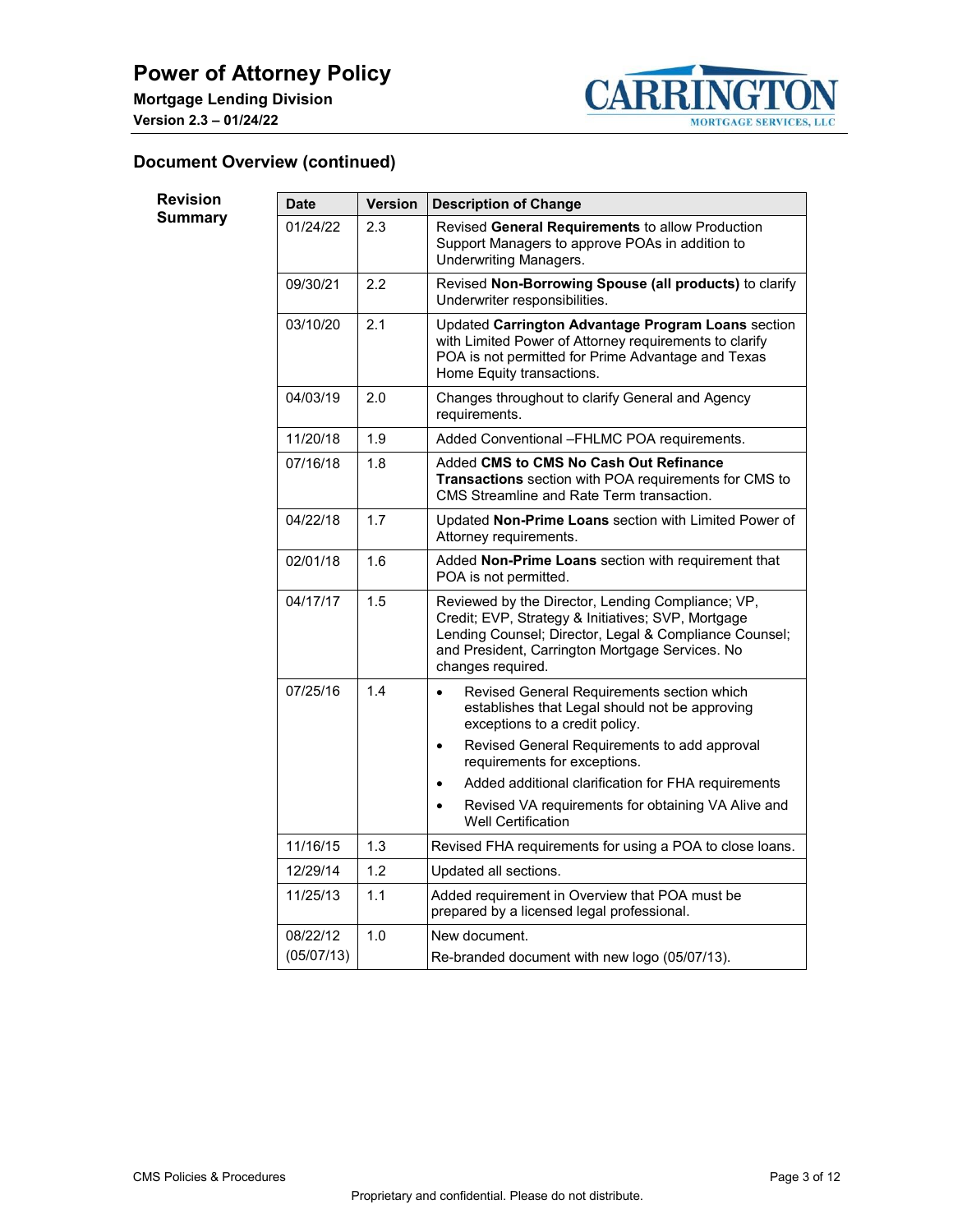## Document Overview (continued)

**Revision Summary**

| Date | Version | Description of Change |
|---|---|---|
| 01/24/22 | 2.3 | Revised **General Requirements** to allow Production Support Managers to approve POAs in addition to Underwriting Managers. |
| 09/30/21 | 2.2 | Revised **Non-Borrowing Spouse (all products)** to clarify Underwriter responsibilities. |
| 03/10/20 | 2.1 | Updated **Carrington Advantage Program Loans** section with Limited Power of Attorney requirements to clarify POA is not permitted for Prime Advantage and Texas Home Equity transactions. |
| 04/03/19 | 2.0 | Changes throughout to clarify General and Agency requirements. |
| 11/20/18 | 1.9 | Added Conventional –FHLMC POA requirements. |
| 07/16/18 | 1.8 | Added **CMS to CMS No Cash Out Refinance Transactions** section with POA requirements for CMS to CMS Streamline and Rate Term transaction. |
| 04/22/18 | 1.7 | Updated **Non-Prime Loans** section with Limited Power of Attorney requirements. |
| 02/01/18 | 1.6 | Added **Non-Prime Loans** section with requirement that POA is not permitted. |
| 04/17/17 | 1.5 | Reviewed by the Director, Lending Compliance; VP, Credit; EVP, Strategy & Initiatives; SVP, Mortgage Lending Counsel; Director, Legal & Compliance Counsel; and President, Carrington Mortgage Services. No changes required. |
| 07/25/16 | 1.4 | • Revised General Requirements section which establishes that Legal should not be approving exceptions to a credit policy.<br>• Revised General Requirements to add approval requirements for exceptions.<br>• Added additional clarification for FHA requirements<br>• Revised VA requirements for obtaining VA Alive and Well Certification |
| 11/16/15 | 1.3 | Revised FHA requirements for using a POA to close loans. |
| 12/29/14 | 1.2 | Updated all sections. |
| 11/25/13 | 1.1 | Added requirement in Overview that POA must be prepared by a licensed legal professional. |
| 08/22/12 (05/07/13) | 1.0 | New document.<br>Re-branded document with new logo (05/07/13). |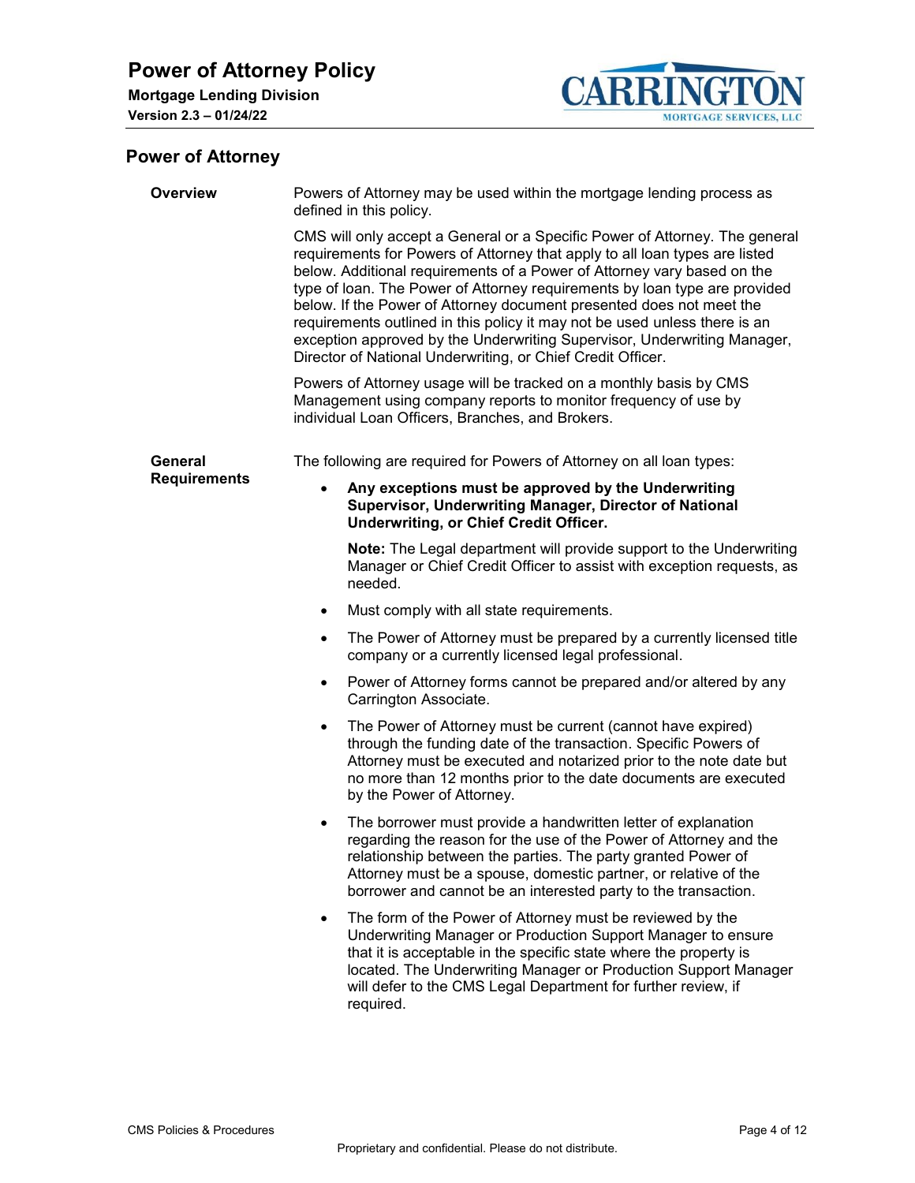## Power of Attorney

### Overview

Powers of Attorney may be used within the mortgage lending process as defined in this policy.

CMS will only accept a General or a Specific Power of Attorney. The general requirements for Powers of Attorney that apply to all loan types are listed below. Additional requirements of a Power of Attorney vary based on the type of loan. The Power of Attorney requirements by loan type are provided below. If the Power of Attorney document presented does not meet the requirements outlined in this policy it may not be used unless there is an exception approved by the Underwriting Supervisor, Underwriting Manager, Director of National Underwriting, or Chief Credit Officer.

Powers of Attorney usage will be tracked on a monthly basis by CMS Management using company reports to monitor frequency of use by individual Loan Officers, Branches, and Brokers.

### General Requirements

The following are required for Powers of Attorney on all loan types:

- **Any exceptions must be approved by the Underwriting Supervisor, Underwriting Manager, Director of National Underwriting, or Chief Credit Officer.**

  **Note:** The Legal department will provide support to the Underwriting Manager or Chief Credit Officer to assist with exception requests, as needed.

- Must comply with all state requirements.
- The Power of Attorney must be prepared by a currently licensed title company or a currently licensed legal professional.
- Power of Attorney forms cannot be prepared and/or altered by any Carrington Associate.
- The Power of Attorney must be current (cannot have expired) through the funding date of the transaction. Specific Powers of Attorney must be executed and notarized prior to the note date but no more than 12 months prior to the date documents are executed by the Power of Attorney.
- The borrower must provide a handwritten letter of explanation regarding the reason for the use of the Power of Attorney and the relationship between the parties. The party granted Power of Attorney must be a spouse, domestic partner, or relative of the borrower and cannot be an interested party to the transaction.
- The form of the Power of Attorney must be reviewed by the Underwriting Manager or Production Support Manager to ensure that it is acceptable in the specific state where the property is located. The Underwriting Manager or Production Support Manager will defer to the CMS Legal Department for further review, if required.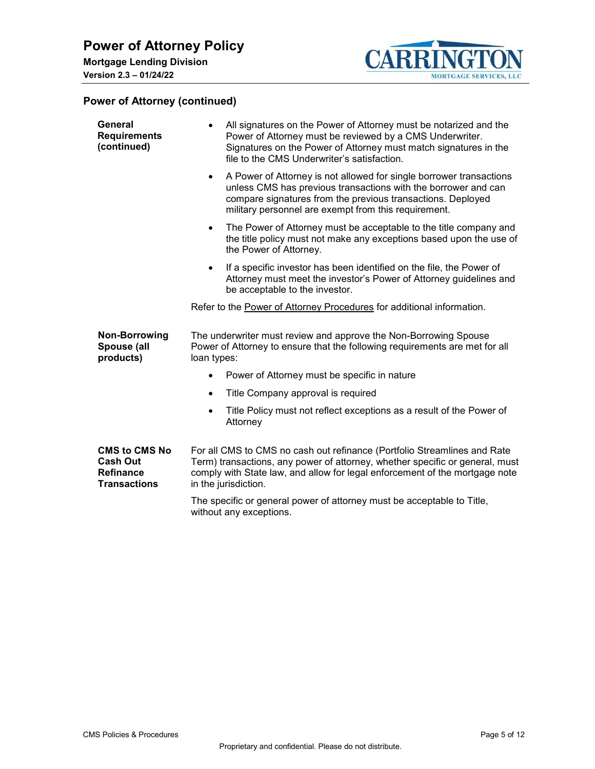## Power of Attorney (continued)

**General Requirements (continued)**

- All signatures on the Power of Attorney must be notarized and the Power of Attorney must be reviewed by a CMS Underwriter. Signatures on the Power of Attorney must match signatures in the file to the CMS Underwriter's satisfaction.
- A Power of Attorney is not allowed for single borrower transactions unless CMS has previous transactions with the borrower and can compare signatures from the previous transactions. Deployed military personnel are exempt from this requirement.
- The Power of Attorney must be acceptable to the title company and the title policy must not make any exceptions based upon the use of the Power of Attorney.
- If a specific investor has been identified on the file, the Power of Attorney must meet the investor's Power of Attorney guidelines and be acceptable to the investor.

Refer to the Power of Attorney Procedures for additional information.

**Non-Borrowing Spouse (all products)**

The underwriter must review and approve the Non-Borrowing Spouse Power of Attorney to ensure that the following requirements are met for all loan types:

- Power of Attorney must be specific in nature
- Title Company approval is required
- Title Policy must not reflect exceptions as a result of the Power of Attorney

**CMS to CMS No Cash Out Refinance Transactions**

For all CMS to CMS no cash out refinance (Portfolio Streamlines and Rate Term) transactions, any power of attorney, whether specific or general, must comply with State law, and allow for legal enforcement of the mortgage note in the jurisdiction.

The specific or general power of attorney must be acceptable to Title, without any exceptions.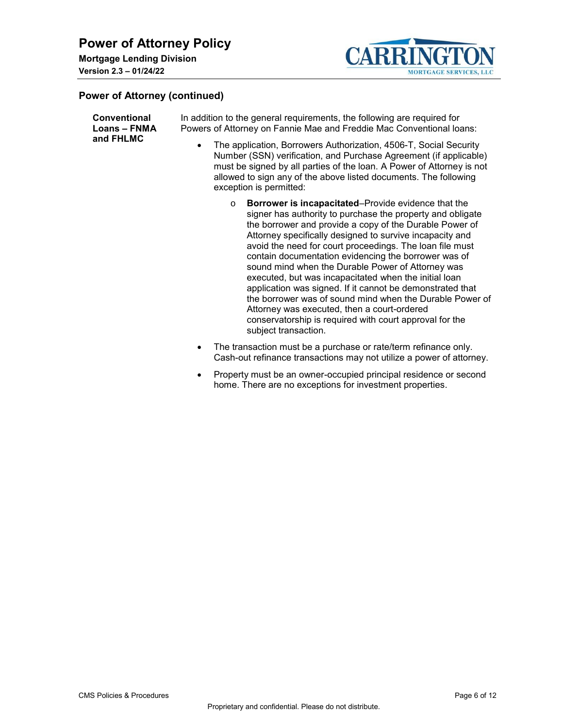## Power of Attorney (continued)

**Conventional Loans – FNMA and FHLMC**

In addition to the general requirements, the following are required for Powers of Attorney on Fannie Mae and Freddie Mac Conventional loans:

- The application, Borrowers Authorization, 4506-T, Social Security Number (SSN) verification, and Purchase Agreement (if applicable) must be signed by all parties of the loan. A Power of Attorney is not allowed to sign any of the above listed documents. The following exception is permitted:
  - **Borrower is incapacitated**–Provide evidence that the signer has authority to purchase the property and obligate the borrower and provide a copy of the Durable Power of Attorney specifically designed to survive incapacity and avoid the need for court proceedings. The loan file must contain documentation evidencing the borrower was of sound mind when the Durable Power of Attorney was executed, but was incapacitated when the initial loan application was signed. If it cannot be demonstrated that the borrower was of sound mind when the Durable Power of Attorney was executed, then a court-ordered conservatorship is required with court approval for the subject transaction.
- The transaction must be a purchase or rate/term refinance only. Cash-out refinance transactions may not utilize a power of attorney.
- Property must be an owner-occupied principal residence or second home. There are no exceptions for investment properties.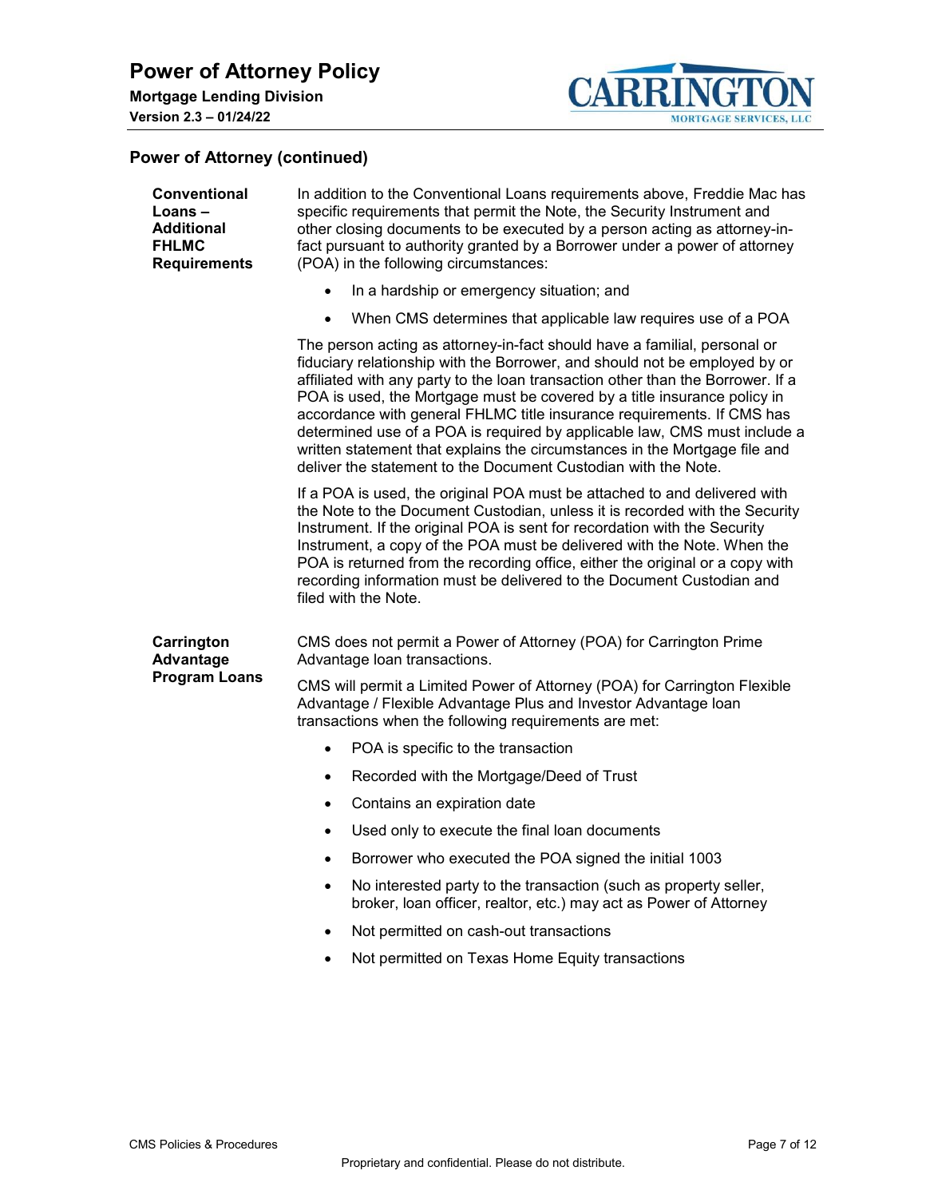## Power of Attorney (continued)

### Conventional Loans – Additional FHLMC Requirements

In addition to the Conventional Loans requirements above, Freddie Mac has specific requirements that permit the Note, the Security Instrument and other closing documents to be executed by a person acting as attorney-in-fact pursuant to authority granted by a Borrower under a power of attorney (POA) in the following circumstances:

- In a hardship or emergency situation; and
- When CMS determines that applicable law requires use of a POA

The person acting as attorney-in-fact should have a familial, personal or fiduciary relationship with the Borrower, and should not be employed by or affiliated with any party to the loan transaction other than the Borrower. If a POA is used, the Mortgage must be covered by a title insurance policy in accordance with general FHLMC title insurance requirements. If CMS has determined use of a POA is required by applicable law, CMS must include a written statement that explains the circumstances in the Mortgage file and deliver the statement to the Document Custodian with the Note.

If a POA is used, the original POA must be attached to and delivered with the Note to the Document Custodian, unless it is recorded with the Security Instrument. If the original POA is sent for recordation with the Security Instrument, a copy of the POA must be delivered with the Note. When the POA is returned from the recording office, either the original or a copy with recording information must be delivered to the Document Custodian and filed with the Note.

### Carrington Advantage Program Loans

CMS does not permit a Power of Attorney (POA) for Carrington Prime Advantage loan transactions.

CMS will permit a Limited Power of Attorney (POA) for Carrington Flexible Advantage / Flexible Advantage Plus and Investor Advantage loan transactions when the following requirements are met:

- POA is specific to the transaction
- Recorded with the Mortgage/Deed of Trust
- Contains an expiration date
- Used only to execute the final loan documents
- Borrower who executed the POA signed the initial 1003
- No interested party to the transaction (such as property seller, broker, loan officer, realtor, etc.) may act as Power of Attorney
- Not permitted on cash-out transactions
- Not permitted on Texas Home Equity transactions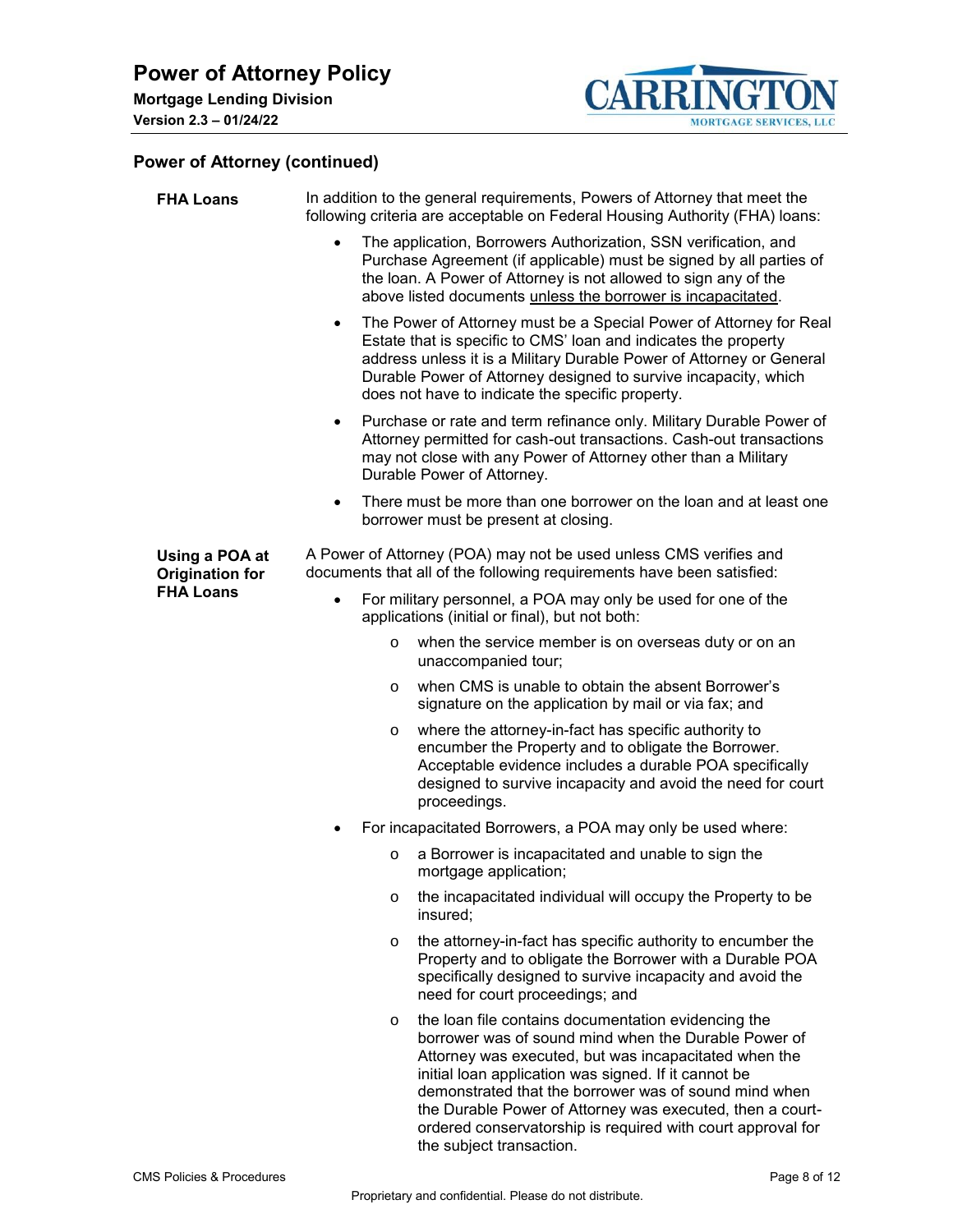## Power of Attorney (continued)

### FHA Loans

In addition to the general requirements, Powers of Attorney that meet the following criteria are acceptable on Federal Housing Authority (FHA) loans:

- The application, Borrowers Authorization, SSN verification, and Purchase Agreement (if applicable) must be signed by all parties of the loan. A Power of Attorney is not allowed to sign any of the above listed documents unless the borrower is incapacitated.
- The Power of Attorney must be a Special Power of Attorney for Real Estate that is specific to CMS' loan and indicates the property address unless it is a Military Durable Power of Attorney or General Durable Power of Attorney designed to survive incapacity, which does not have to indicate the specific property.
- Purchase or rate and term refinance only. Military Durable Power of Attorney permitted for cash-out transactions. Cash-out transactions may not close with any Power of Attorney other than a Military Durable Power of Attorney.
- There must be more than one borrower on the loan and at least one borrower must be present at closing.

### Using a POA at Origination for FHA Loans

A Power of Attorney (POA) may not be used unless CMS verifies and documents that all of the following requirements have been satisfied:

- For military personnel, a POA may only be used for one of the applications (initial or final), but not both:
  - when the service member is on overseas duty or on an unaccompanied tour;
  - when CMS is unable to obtain the absent Borrower's signature on the application by mail or via fax; and
  - where the attorney-in-fact has specific authority to encumber the Property and to obligate the Borrower. Acceptable evidence includes a durable POA specifically designed to survive incapacity and avoid the need for court proceedings.
- For incapacitated Borrowers, a POA may only be used where:
  - a Borrower is incapacitated and unable to sign the mortgage application;
  - the incapacitated individual will occupy the Property to be insured;
  - the attorney-in-fact has specific authority to encumber the Property and to obligate the Borrower with a Durable POA specifically designed to survive incapacity and avoid the need for court proceedings; and
  - the loan file contains documentation evidencing the borrower was of sound mind when the Durable Power of Attorney was executed, but was incapacitated when the initial loan application was signed. If it cannot be demonstrated that the borrower was of sound mind when the Durable Power of Attorney was executed, then a court-ordered conservatorship is required with court approval for the subject transaction.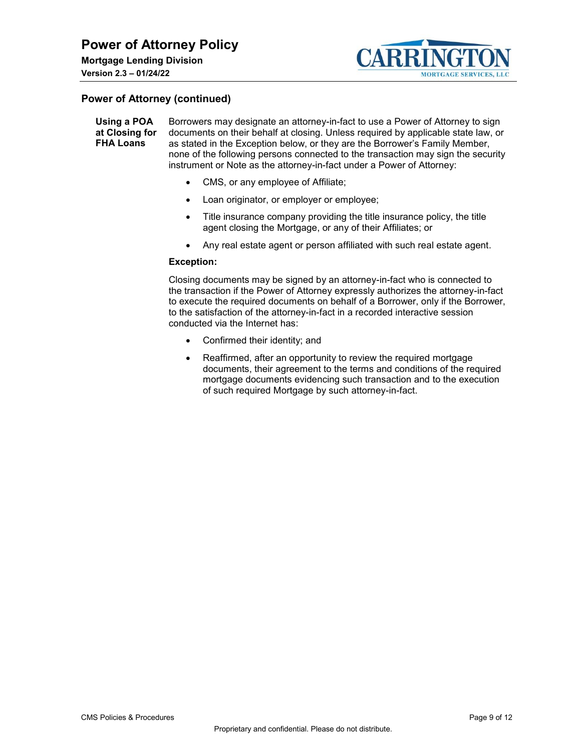## Power of Attorney (continued)

**Using a POA at Closing for FHA Loans**

Borrowers may designate an attorney-in-fact to use a Power of Attorney to sign documents on their behalf at closing. Unless required by applicable state law, or as stated in the Exception below, or they are the Borrower's Family Member, none of the following persons connected to the transaction may sign the security instrument or Note as the attorney-in-fact under a Power of Attorney:

- CMS, or any employee of Affiliate;
- Loan originator, or employer or employee;
- Title insurance company providing the title insurance policy, the title agent closing the Mortgage, or any of their Affiliates; or
- Any real estate agent or person affiliated with such real estate agent.

**Exception:**

Closing documents may be signed by an attorney-in-fact who is connected to the transaction if the Power of Attorney expressly authorizes the attorney-in-fact to execute the required documents on behalf of a Borrower, only if the Borrower, to the satisfaction of the attorney-in-fact in a recorded interactive session conducted via the Internet has:

- Confirmed their identity; and
- Reaffirmed, after an opportunity to review the required mortgage documents, their agreement to the terms and conditions of the required mortgage documents evidencing such transaction and to the execution of such required Mortgage by such attorney-in-fact.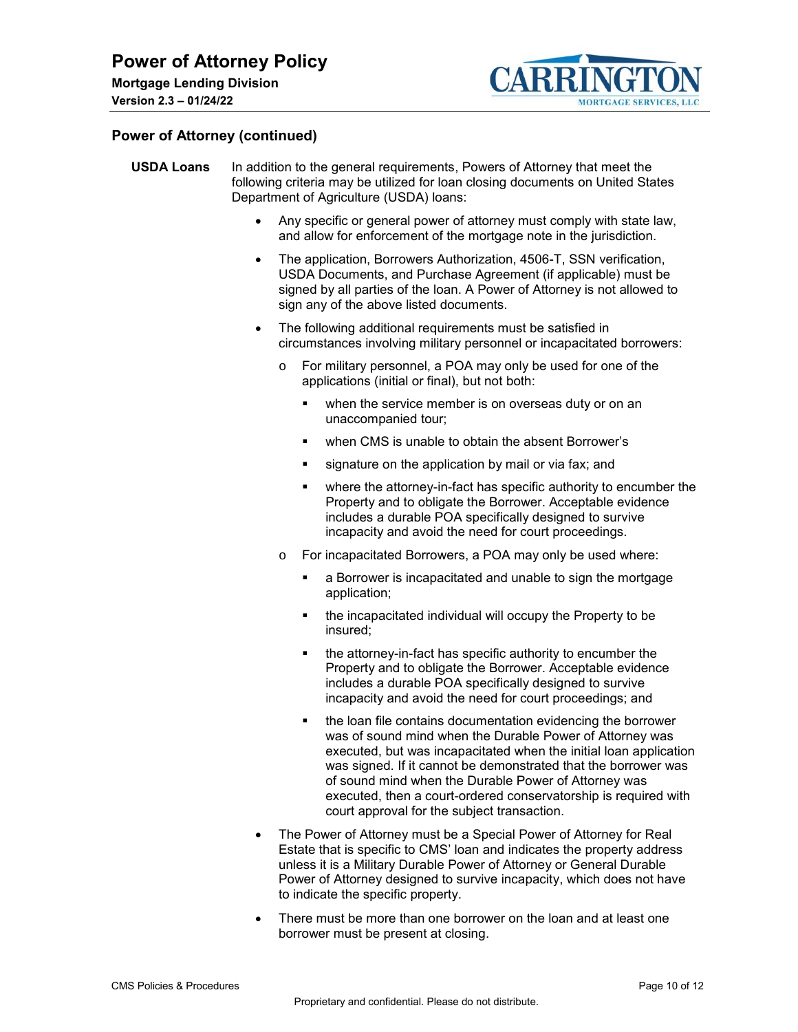## Power of Attorney (continued)

**USDA Loans**

In addition to the general requirements, Powers of Attorney that meet the following criteria may be utilized for loan closing documents on United States Department of Agriculture (USDA) loans:

- Any specific or general power of attorney must comply with state law, and allow for enforcement of the mortgage note in the jurisdiction.
- The application, Borrowers Authorization, 4506-T, SSN verification, USDA Documents, and Purchase Agreement (if applicable) must be signed by all parties of the loan. A Power of Attorney is not allowed to sign any of the above listed documents.
- The following additional requirements must be satisfied in circumstances involving military personnel or incapacitated borrowers:
  - For military personnel, a POA may only be used for one of the applications (initial or final), but not both:
    - when the service member is on overseas duty or on an unaccompanied tour;
    - when CMS is unable to obtain the absent Borrower's
    - signature on the application by mail or via fax; and
    - where the attorney-in-fact has specific authority to encumber the Property and to obligate the Borrower. Acceptable evidence includes a durable POA specifically designed to survive incapacity and avoid the need for court proceedings.
  - For incapacitated Borrowers, a POA may only be used where:
    - a Borrower is incapacitated and unable to sign the mortgage application;
    - the incapacitated individual will occupy the Property to be insured;
    - the attorney-in-fact has specific authority to encumber the Property and to obligate the Borrower. Acceptable evidence includes a durable POA specifically designed to survive incapacity and avoid the need for court proceedings; and
    - the loan file contains documentation evidencing the borrower was of sound mind when the Durable Power of Attorney was executed, but was incapacitated when the initial loan application was signed. If it cannot be demonstrated that the borrower was of sound mind when the Durable Power of Attorney was executed, then a court-ordered conservatorship is required with court approval for the subject transaction.
- The Power of Attorney must be a Special Power of Attorney for Real Estate that is specific to CMS' loan and indicates the property address unless it is a Military Durable Power of Attorney or General Durable Power of Attorney designed to survive incapacity, which does not have to indicate the specific property.
- There must be more than one borrower on the loan and at least one borrower must be present at closing.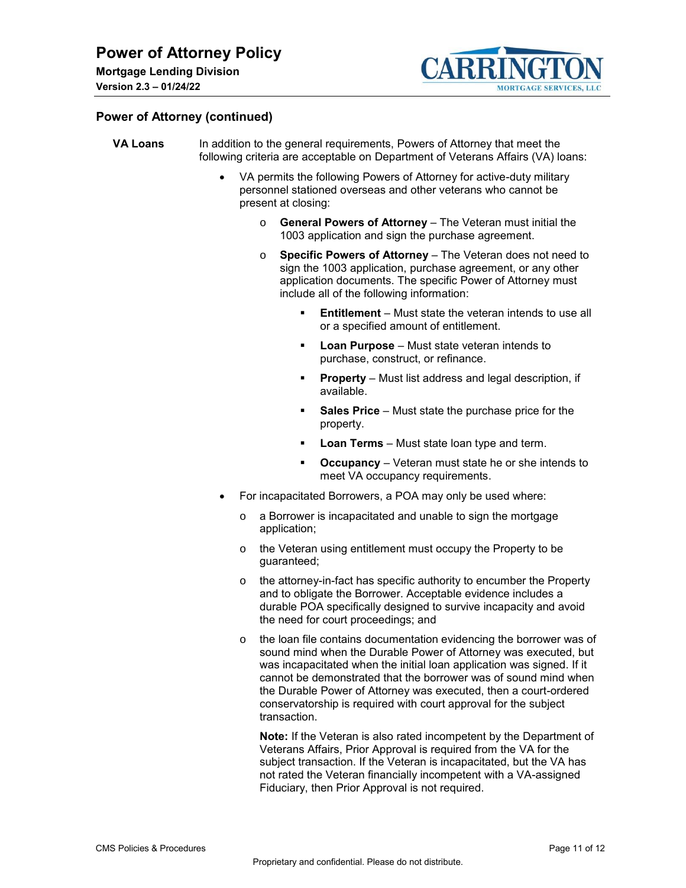## Power of Attorney (continued)

**VA Loans**

In addition to the general requirements, Powers of Attorney that meet the following criteria are acceptable on Department of Veterans Affairs (VA) loans:

- VA permits the following Powers of Attorney for active-duty military personnel stationed overseas and other veterans who cannot be present at closing:
  - **General Powers of Attorney** – The Veteran must initial the 1003 application and sign the purchase agreement.
  - **Specific Powers of Attorney** – The Veteran does not need to sign the 1003 application, purchase agreement, or any other application documents. The specific Power of Attorney must include all of the following information:
    - **Entitlement** – Must state the veteran intends to use all or a specified amount of entitlement.
    - **Loan Purpose** – Must state veteran intends to purchase, construct, or refinance.
    - **Property** – Must list address and legal description, if available.
    - **Sales Price** – Must state the purchase price for the property.
    - **Loan Terms** – Must state loan type and term.
    - **Occupancy** – Veteran must state he or she intends to meet VA occupancy requirements.
- For incapacitated Borrowers, a POA may only be used where:
  - a Borrower is incapacitated and unable to sign the mortgage application;
  - the Veteran using entitlement must occupy the Property to be guaranteed;
  - the attorney-in-fact has specific authority to encumber the Property and to obligate the Borrower. Acceptable evidence includes a durable POA specifically designed to survive incapacity and avoid the need for court proceedings; and
  - the loan file contains documentation evidencing the borrower was of sound mind when the Durable Power of Attorney was executed, but was incapacitated when the initial loan application was signed. If it cannot be demonstrated that the borrower was of sound mind when the Durable Power of Attorney was executed, then a court-ordered conservatorship is required with court approval for the subject transaction.

    **Note:** If the Veteran is also rated incompetent by the Department of Veterans Affairs, Prior Approval is required from the VA for the subject transaction. If the Veteran is incapacitated, but the VA has not rated the Veteran financially incompetent with a VA-assigned Fiduciary, then Prior Approval is not required.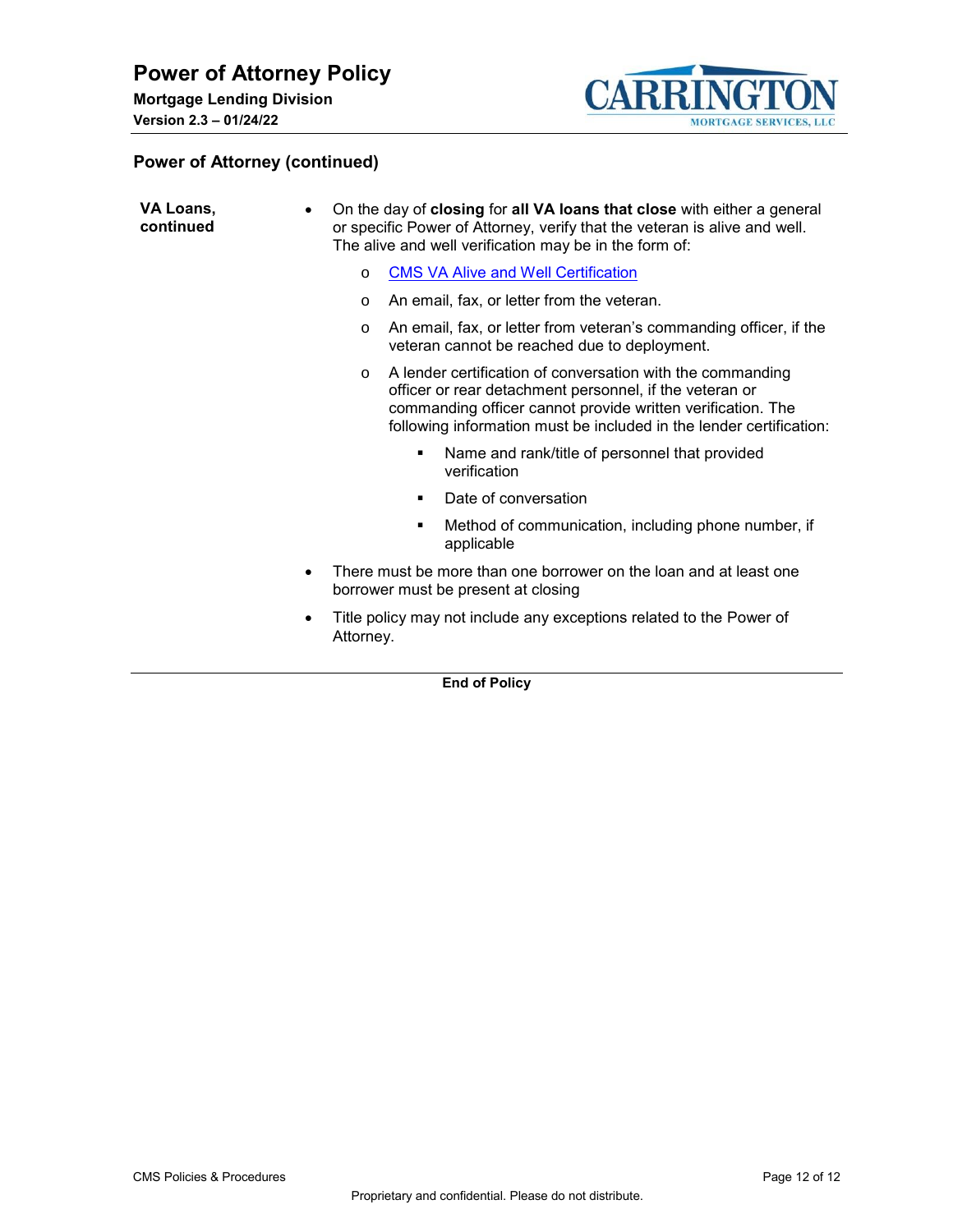## Power of Attorney (continued)

**VA Loans, continued**

- On the day of **closing** for **all VA loans that close** with either a general or specific Power of Attorney, verify that the veteran is alive and well. The alive and well verification may be in the form of:
  - CMS VA Alive and Well Certification
  - An email, fax, or letter from the veteran.
  - An email, fax, or letter from veteran's commanding officer, if the veteran cannot be reached due to deployment.
  - A lender certification of conversation with the commanding officer or rear detachment personnel, if the veteran or commanding officer cannot provide written verification. The following information must be included in the lender certification:
    - Name and rank/title of personnel that provided verification
    - Date of conversation
    - Method of communication, including phone number, if applicable
- There must be more than one borrower on the loan and at least one borrower must be present at closing
- Title policy may not include any exceptions related to the Power of Attorney.

---

**End of Policy**